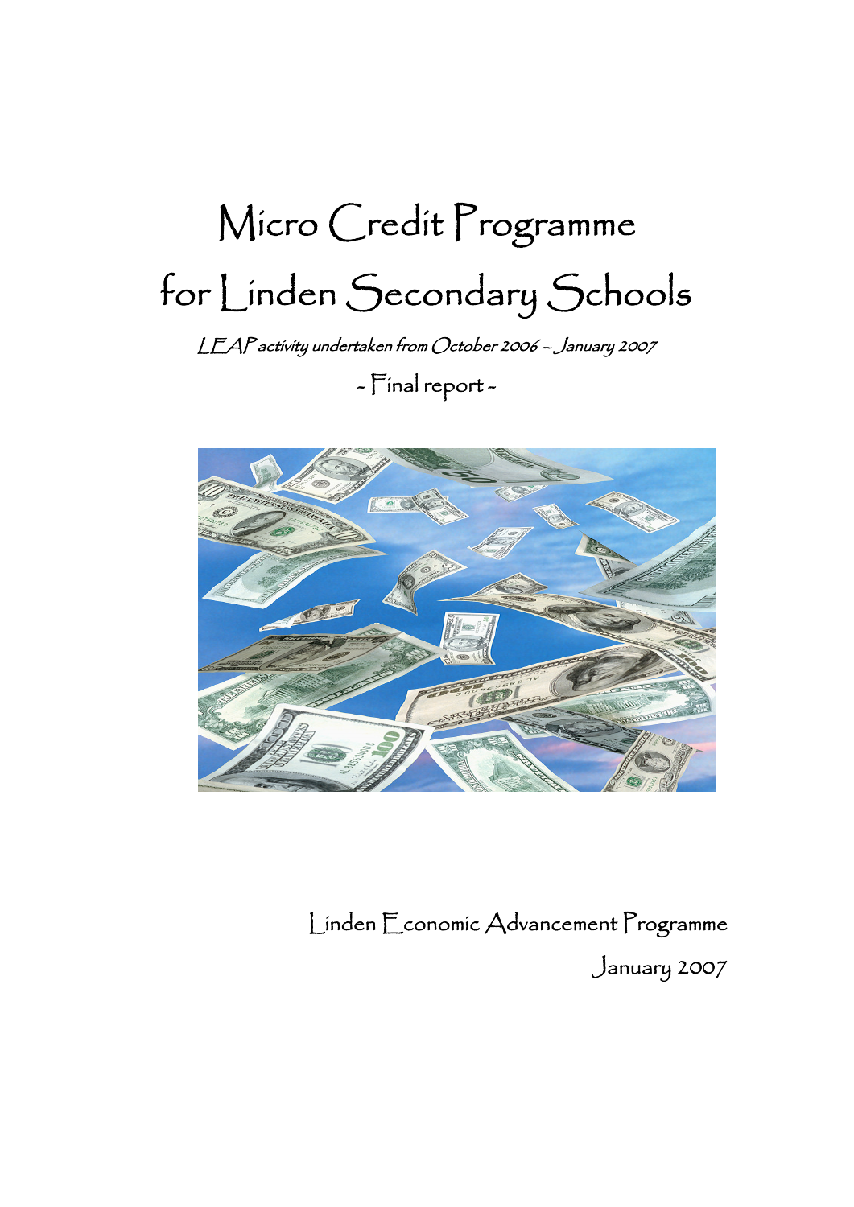# Micro Credit Programme for Linden Secondary Schools

*LEAP activity undertaken from October 2006 – January 2007*

- Final report -

Linden Economic Advancement Programme

January 2007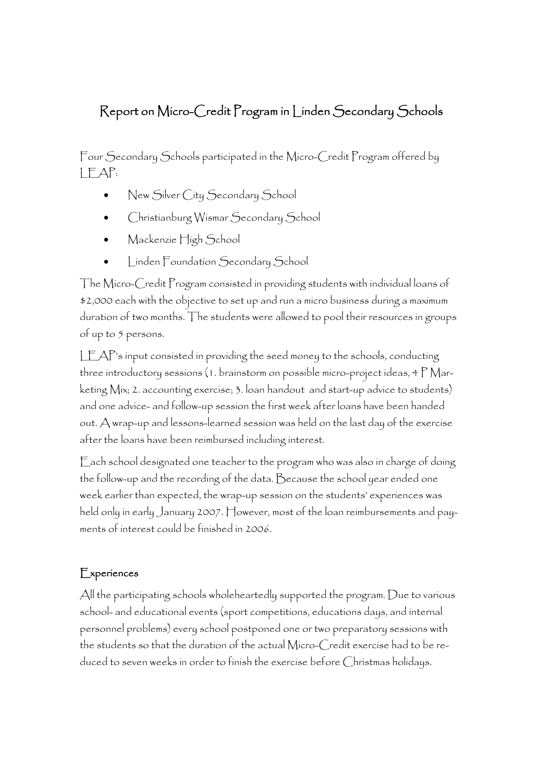# Report on Micro-Credit Program in Linden Secondary Schools

Four Secondary Schools participated in the Micro-Credit Program offered by LEAP:

- New Silver City Secondary School
- Christianburg Wismar Secondary School
- Mackenzie High School
- Linden Foundation Secondary School

The Micro-Credit Program consisted in providing students with individual loans of $2,000 each with the objective to set up and run a micro business during a maximum duration of two months. The students were allowed to pool their resources in groups of up to 5 persons.

LEAP's input consisted in providing the seed money to the schools, conducting three introductory sessions (1. brainstorm on possible micro-project ideas, 4 P Marketing Mix; 2. accounting exercise; 3. loan handout and start-up advice to students) and one advice- and follow-up session the first week after loans have been handed out. A wrap-up and lessons-learned session was held on the last day of the exercise after the loans have been reimbursed including interest.

Each school designated one teacher to the program who was also in charge of doing the follow-up and the recording of the data. Because the school year ended one week earlier than expected, the wrap-up session on the students' experiences was held only in early January 2007. However, most of the loan reimbursements and payments of interest could be finished in 2006.

## Experiences

All the participating schools wholeheartedly supported the program. Due to various school- and educational events (sport competitions, educations days, and internal personnel problems) every school postponed one or two preparatory sessions with the students so that the duration of the actual Micro-Credit exercise had to be reduced to seven weeks in order to finish the exercise before Christmas holidays.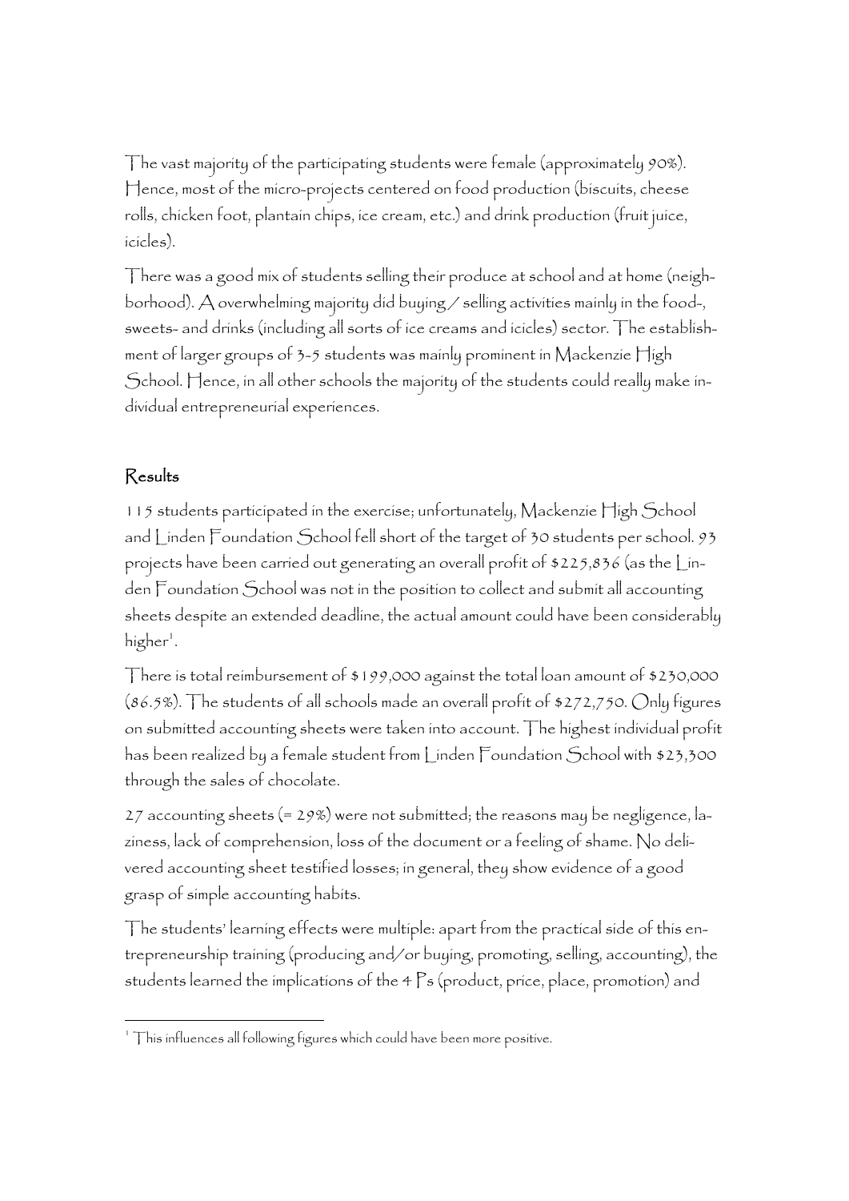The vast majority of the participating students were female (approximately 90%). Hence, most of the micro-projects centered on food production (biscuits, cheese rolls, chicken foot, plantain chips, ice cream, etc.) and drink production (fruit juice, icicles).

There was a good mix of students selling their produce at school and at home (neighborhood). A overwhelming majority did buying / selling activities mainly in the food-, sweets- and drinks (including all sorts of ice creams and icicles) sector. The establishment of larger groups of 3-5 students was mainly prominent in Mackenzie High School. Hence, in all other schools the majority of the students could really make individual entrepreneurial experiences.

## Results

115 students participated in the exercise; unfortunately, Mackenzie High School and Linden Foundation School fell short of the target of 30 students per school. 93 projects have been carried out generating an overall profit of $225,836 (as the Linden Foundation School was not in the position to collect and submit all accounting sheets despite an extended deadline, the actual amount could have been considerably higher[1].

There is total reimbursement of $199,000 against the total loan amount of $230,000 (86.5%). The students of all schools made an overall profit of $272,750. Only figures on submitted accounting sheets were taken into account. The highest individual profit has been realized by a female student from Linden Foundation School with $23,300 through the sales of chocolate.

27 accounting sheets (= 29%) were not submitted; the reasons may be negligence, laziness, lack of comprehension, loss of the document or a feeling of shame. No delivered accounting sheet testified losses; in general, they show evidence of a good grasp of simple accounting habits.

The students' learning effects were multiple: apart from the practical side of this entrepreneurship training (producing and/or buying, promoting, selling, accounting), the students learned the implications of the 4 Ps (product, price, place, promotion) and

[1] This influences all following figures which could have been more positive.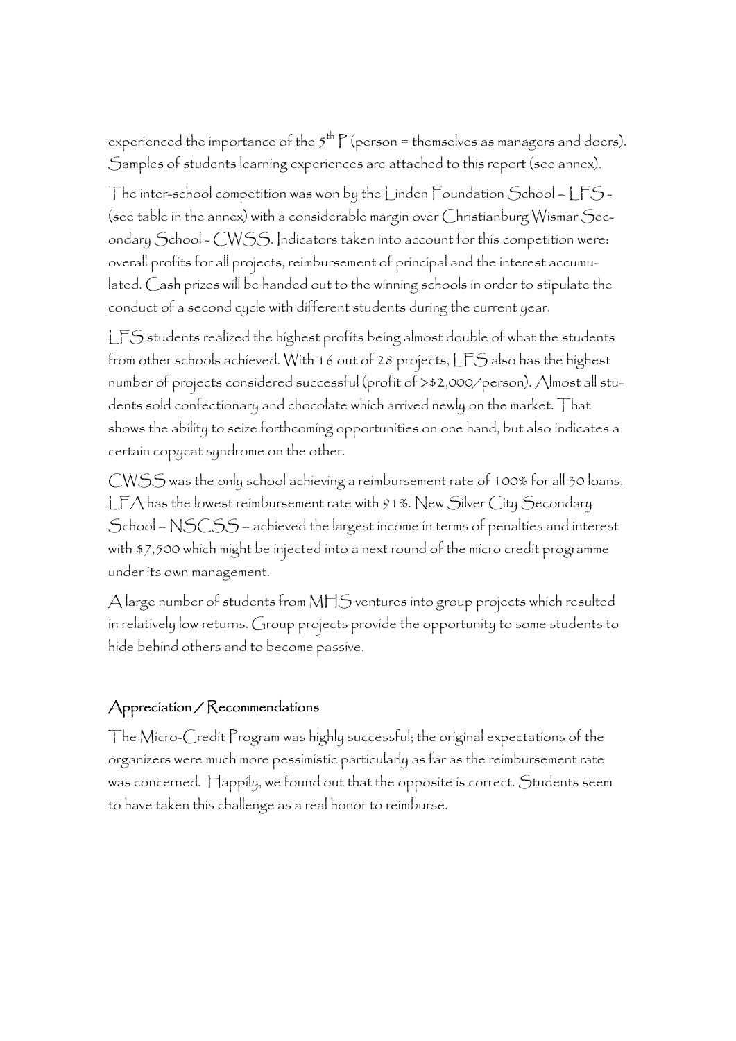experienced the importance of the $5^{th}$ P (person = themselves as managers and doers). Samples of students learning experiences are attached to this report (see annex).

The inter-school competition was won by the Linden Foundation School – LFS - (see table in the annex) with a considerable margin over Christianburg Wismar Secondary School - CWSS. Indicators taken into account for this competition were: overall profits for all projects, reimbursement of principal and the interest accumulated. Cash prizes will be handed out to the winning schools in order to stipulate the conduct of a second cycle with different students during the current year.

LFS students realized the highest profits being almost double of what the students from other schools achieved. With 16 out of 28 projects, LFS also has the highest number of projects considered successful (profit of >$2,000/person). Almost all students sold confectionary and chocolate which arrived newly on the market. That shows the ability to seize forthcoming opportunities on one hand, but also indicates a certain copycat syndrome on the other.

CWSS was the only school achieving a reimbursement rate of 100% for all 30 loans. LFA has the lowest reimbursement rate with 91%. New Silver City Secondary School – NSCSS – achieved the largest income in terms of penalties and interest with $7,500 which might be injected into a next round of the micro credit programme under its own management.

A large number of students from MHS ventures into group projects which resulted in relatively low returns. Group projects provide the opportunity to some students to hide behind others and to become passive.

## Appreciation / Recommendations

The Micro-Credit Program was highly successful; the original expectations of the organizers were much more pessimistic particularly as far as the reimbursement rate was concerned. Happily, we found out that the opposite is correct. Students seem to have taken this challenge as a real honor to reimburse.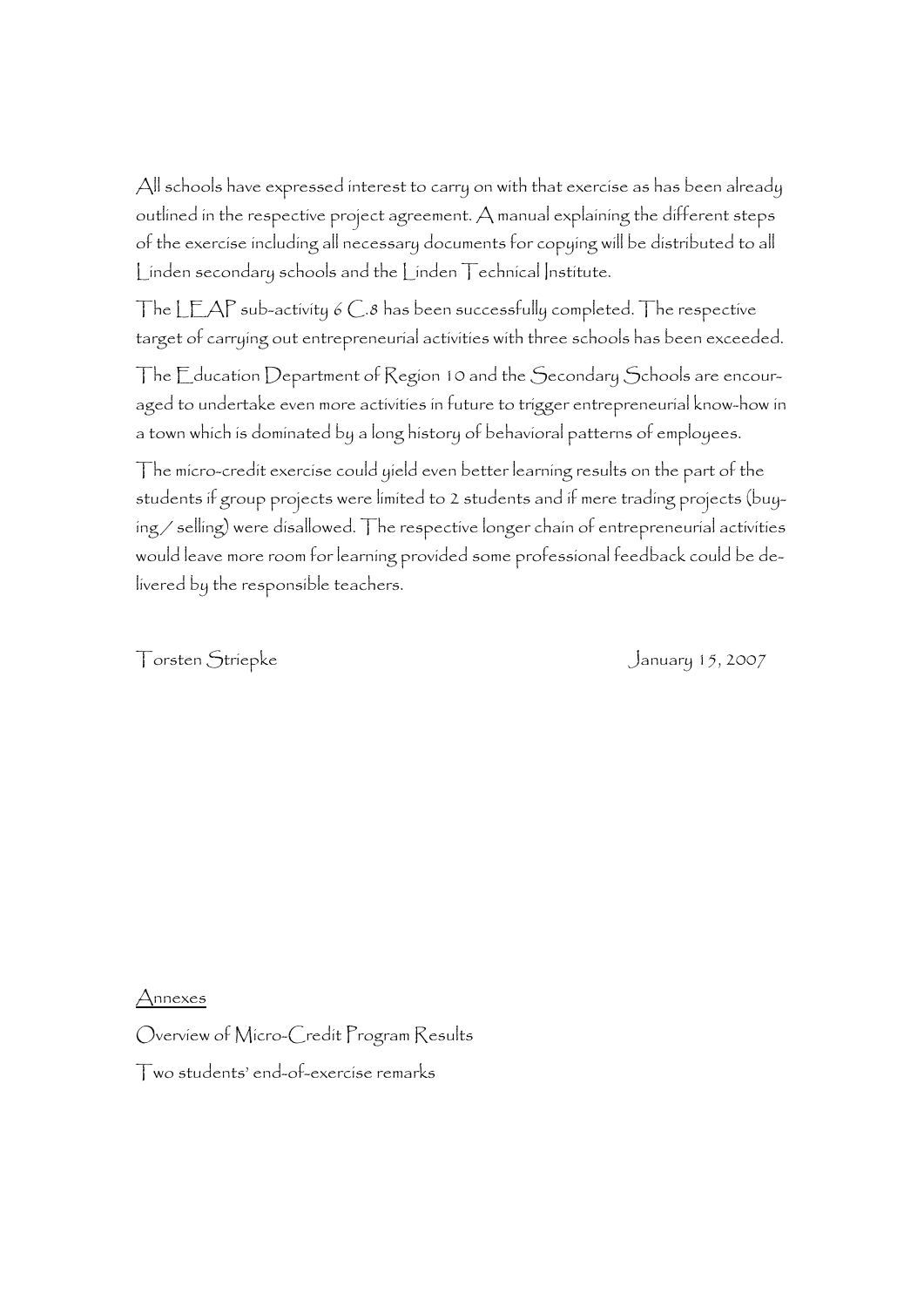All schools have expressed interest to carry on with that exercise as has been already outlined in the respective project agreement. A manual explaining the different steps of the exercise including all necessary documents for copying will be distributed to all Linden secondary schools and the Linden Technical Institute.

The LEAP sub-activity 6 C.8 has been successfully completed. The respective target of carrying out entrepreneurial activities with three schools has been exceeded.

The Education Department of Region 10 and the Secondary Schools are encouraged to undertake even more activities in future to trigger entrepreneurial know-how in a town which is dominated by a long history of behavioral patterns of employees.

The micro-credit exercise could yield even better learning results on the part of the students if group projects were limited to 2 students and if mere trading projects (buying / selling) were disallowed. The respective longer chain of entrepreneurial activities would leave more room for learning provided some professional feedback could be delivered by the responsible teachers.

Torsten Striepke　　　　　　　　　　　　　　　　　　　　January 15, 2007

<u>Annexes</u>

Overview of Micro-Credit Program Results

Two students' end-of-exercise remarks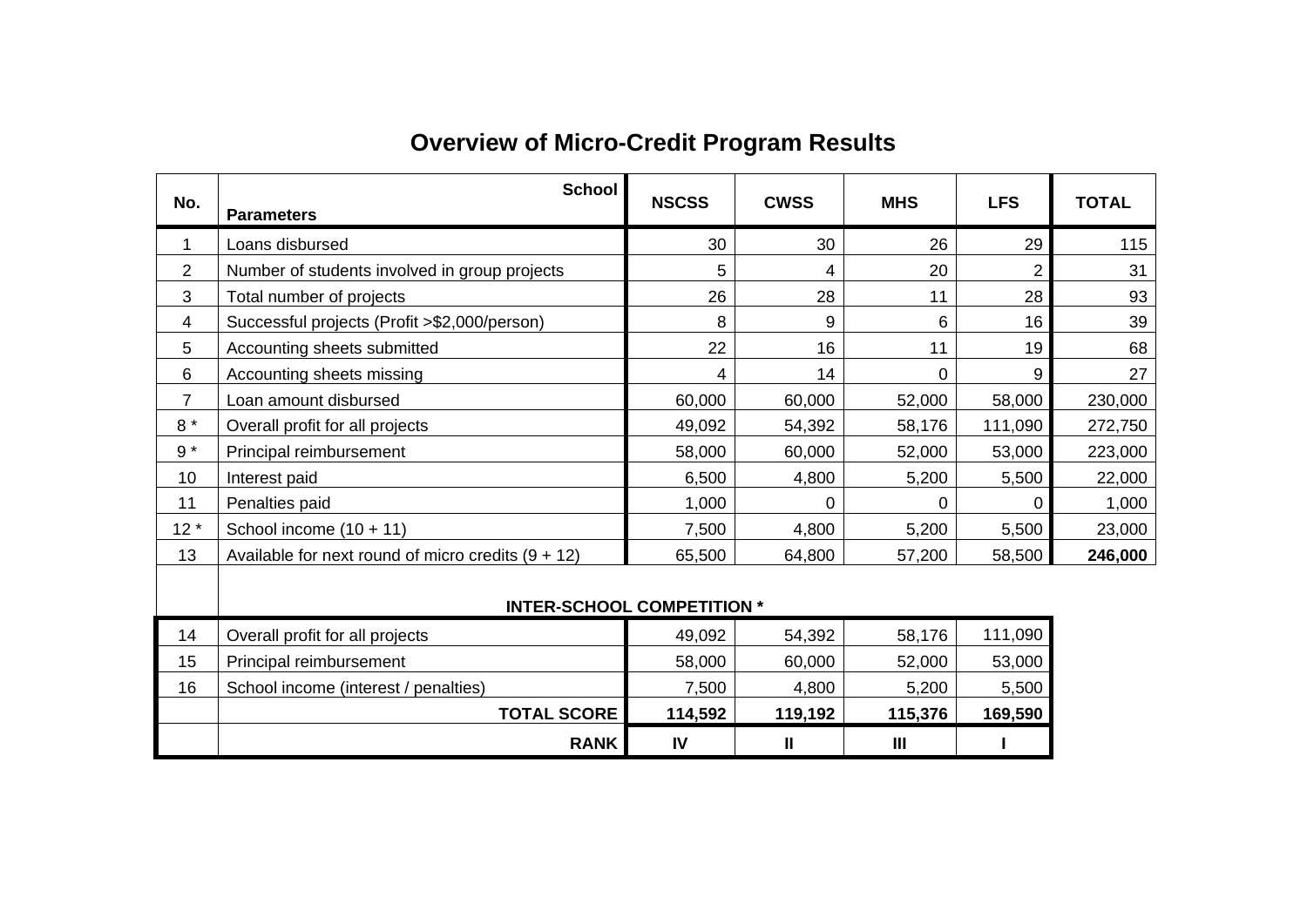# Overview of Micro-Credit Program Results

| No. | School / Parameters | NSCSS | CWSS | MHS | LFS | TOTAL |
|---|---|---|---|---|---|---|
| 1 | Loans disbursed | 30 | 30 | 26 | 29 | 115 |
| 2 | Number of students involved in group projects | 5 | 4 | 20 | 2 | 31 |
| 3 | Total number of projects | 26 | 28 | 11 | 28 | 93 |
| 4 | Successful projects (Profit >$2,000/person) | 8 | 9 | 6 | 16 | 39 |
| 5 | Accounting sheets submitted | 22 | 16 | 11 | 19 | 68 |
| 6 | Accounting sheets missing | 4 | 14 | 0 | 9 | 27 |
| 7 | Loan amount disbursed | 60,000 | 60,000 | 52,000 | 58,000 | 230,000 |
| 8 * | Overall profit for all projects | 49,092 | 54,392 | 58,176 | 111,090 | 272,750 |
| 9 * | Principal reimbursement | 58,000 | 60,000 | 52,000 | 53,000 | 223,000 |
| 10 | Interest paid | 6,500 | 4,800 | 5,200 | 5,500 | 22,000 |
| 11 | Penalties paid | 1,000 | 0 | 0 | 0 | 1,000 |
| 12 * | School income (10 + 11) | 7,500 | 4,800 | 5,200 | 5,500 | 23,000 |
| 13 | Available for next round of micro credits (9 + 12) | 65,500 | 64,800 | 57,200 | 58,500 | **246,000** |
| | **INTER-SCHOOL COMPETITION *** | | | | | |
| 14 | Overall profit for all projects | 49,092 | 54,392 | 58,176 | 111,090 | |
| 15 | Principal reimbursement | 58,000 | 60,000 | 52,000 | 53,000 | |
| 16 | School income (interest / penalties) | 7,500 | 4,800 | 5,200 | 5,500 | |
| | **TOTAL SCORE** | **114,592** | **119,192** | **115,376** | **169,590** | |
| | **RANK** | **IV** | **II** | **III** | **I** | |